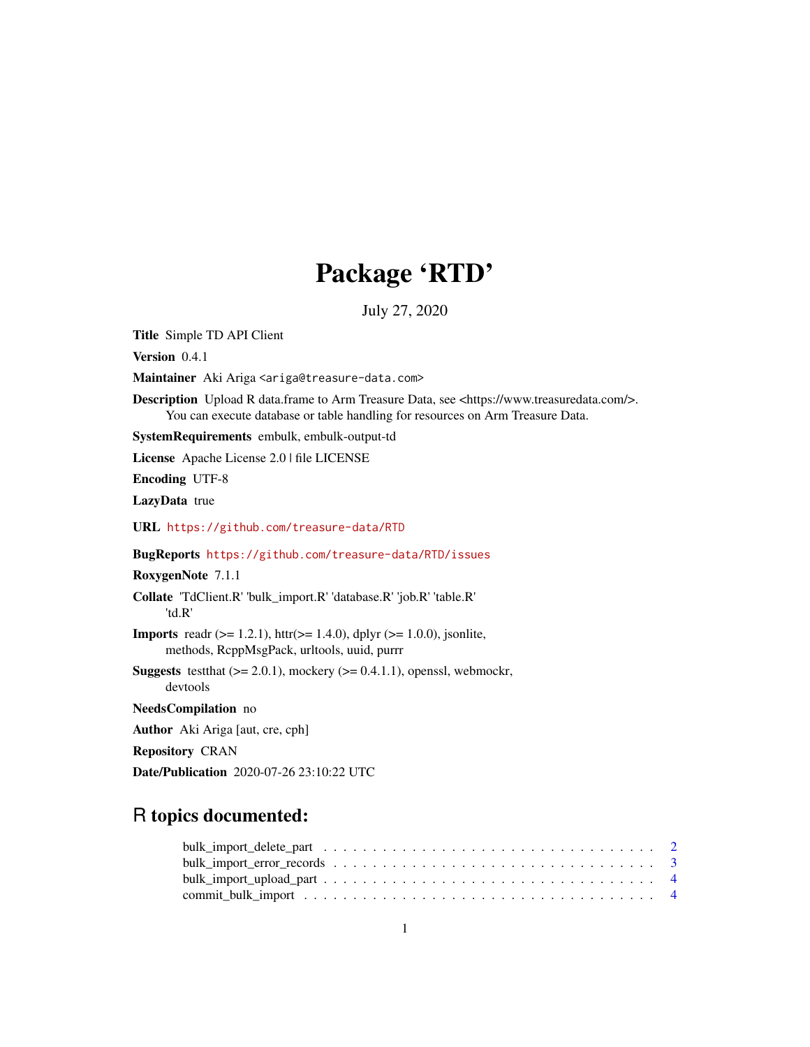# Package 'RTD'

July 27, 2020

**Title** Simple TD API Client

**Version** 0.4.1

**Maintainer** Aki Ariga <ariga@treasure-data.com>

**Description** Upload R data.frame to Arm Treasure Data, see <https://www.treasuredata.com/>. You can execute database or table handling for resources on Arm Treasure Data.

**SystemRequirements** embulk, embulk-output-td

**License** Apache License 2.0 | file LICENSE

**Encoding** UTF-8

**LazyData** true

**URL** https://github.com/treasure-data/RTD

**BugReports** https://github.com/treasure-data/RTD/issues

**RoxygenNote** 7.1.1

**Collate** 'TdClient.R' 'bulk_import.R' 'database.R' 'job.R' 'table.R' 'td.R'

**Imports** readr (>= 1.2.1), httr(>= 1.4.0), dplyr (>= 1.0.0), jsonlite, methods, RcppMsgPack, urltools, uuid, purrr

**Suggests** testthat (>= 2.0.1), mockery (>= 0.4.1.1), openssl, webmockr, devtools

**NeedsCompilation** no

**Author** Aki Ariga [aut, cre, cph]

**Repository** CRAN

**Date/Publication** 2020-07-26 23:10:22 UTC

## R topics documented:

bulk_import_delete_part . . . . . . . . . . . . . . . . . . . . . . . . . . . . . . . . . 2
bulk_import_error_records . . . . . . . . . . . . . . . . . . . . . . . . . . . . . . . 3
bulk_import_upload_part . . . . . . . . . . . . . . . . . . . . . . . . . . . . . . . . 4
commit_bulk_import . . . . . . . . . . . . . . . . . . . . . . . . . . . . . . . . . . 4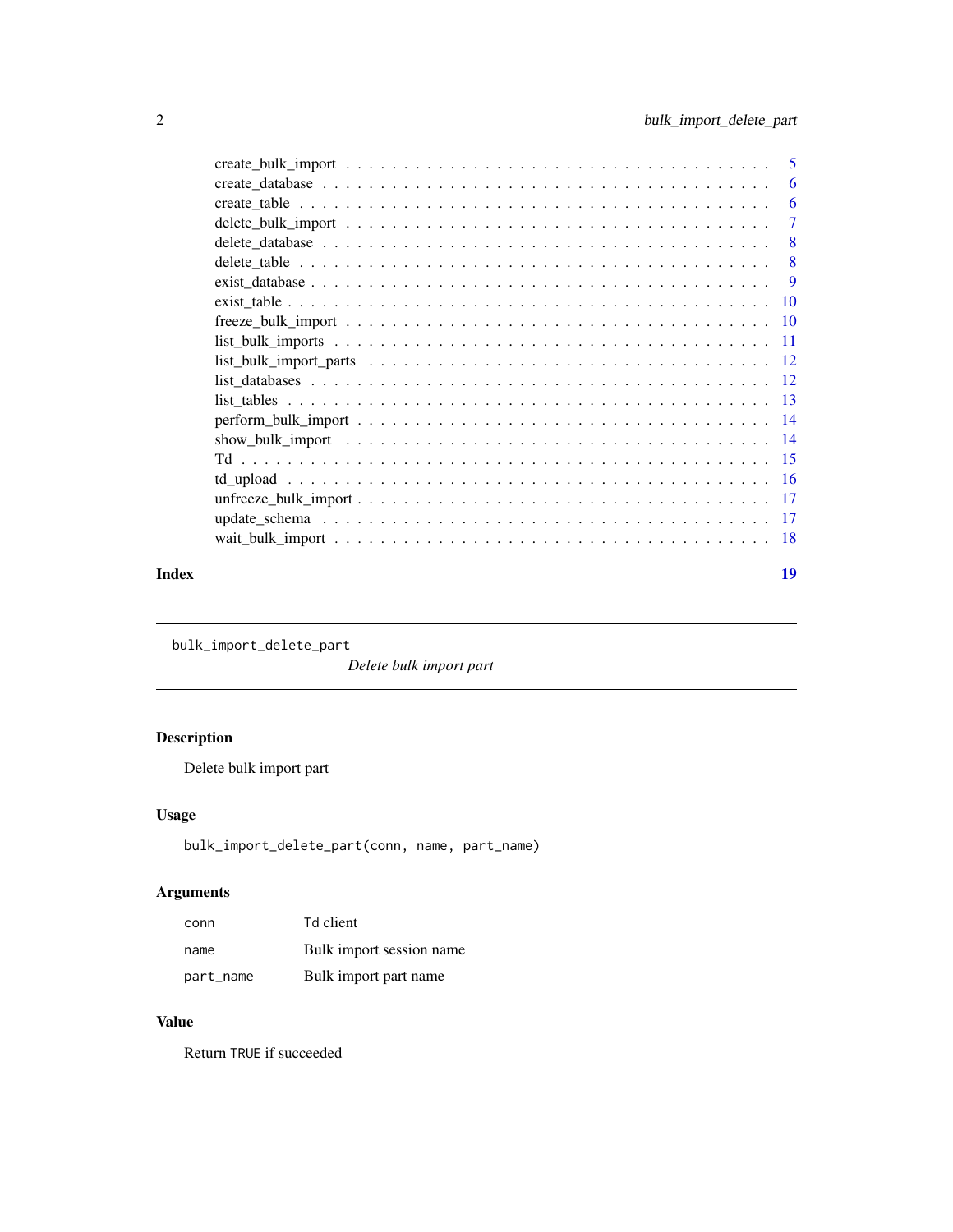create_bulk_import . . . . . . . . . . . . . . . . . . . . . . . . . . . . . . . . . . . 5
create_database . . . . . . . . . . . . . . . . . . . . . . . . . . . . . . . . . . . . 6
create_table . . . . . . . . . . . . . . . . . . . . . . . . . . . . . . . . . . . . . . 6
delete_bulk_import . . . . . . . . . . . . . . . . . . . . . . . . . . . . . . . . . . . 7
delete_database . . . . . . . . . . . . . . . . . . . . . . . . . . . . . . . . . . . . 8
delete_table . . . . . . . . . . . . . . . . . . . . . . . . . . . . . . . . . . . . . . 8
exist_database . . . . . . . . . . . . . . . . . . . . . . . . . . . . . . . . . . . . . 9
exist_table . . . . . . . . . . . . . . . . . . . . . . . . . . . . . . . . . . . . . . . 10
freeze_bulk_import . . . . . . . . . . . . . . . . . . . . . . . . . . . . . . . . . . . 10
list_bulk_imports . . . . . . . . . . . . . . . . . . . . . . . . . . . . . . . . . . . 11
list_bulk_import_parts . . . . . . . . . . . . . . . . . . . . . . . . . . . . . . . . 12
list_databases . . . . . . . . . . . . . . . . . . . . . . . . . . . . . . . . . . . . . 12
list_tables . . . . . . . . . . . . . . . . . . . . . . . . . . . . . . . . . . . . . . . 13
perform_bulk_import . . . . . . . . . . . . . . . . . . . . . . . . . . . . . . . . . . 14
show_bulk_import . . . . . . . . . . . . . . . . . . . . . . . . . . . . . . . . . . . . 14
Td . . . . . . . . . . . . . . . . . . . . . . . . . . . . . . . . . . . . . . . . . . . . 15
td_upload . . . . . . . . . . . . . . . . . . . . . . . . . . . . . . . . . . . . . . . . 16
unfreeze_bulk_import . . . . . . . . . . . . . . . . . . . . . . . . . . . . . . . . . . 17
update_schema . . . . . . . . . . . . . . . . . . . . . . . . . . . . . . . . . . . . . . 17
wait_bulk_import . . . . . . . . . . . . . . . . . . . . . . . . . . . . . . . . . . . . 18

**Index** **19**

---

`bulk_import_delete_part` *Delete bulk import part*

---

## Description

Delete bulk import part

## Usage

```
bulk_import_delete_part(conn, name, part_name)
```

## Arguments

| | |
|---|---|
| `conn` | Td client |
| `name` | Bulk import session name |
| `part_name` | Bulk import part name |

## Value

Return `TRUE` if succeeded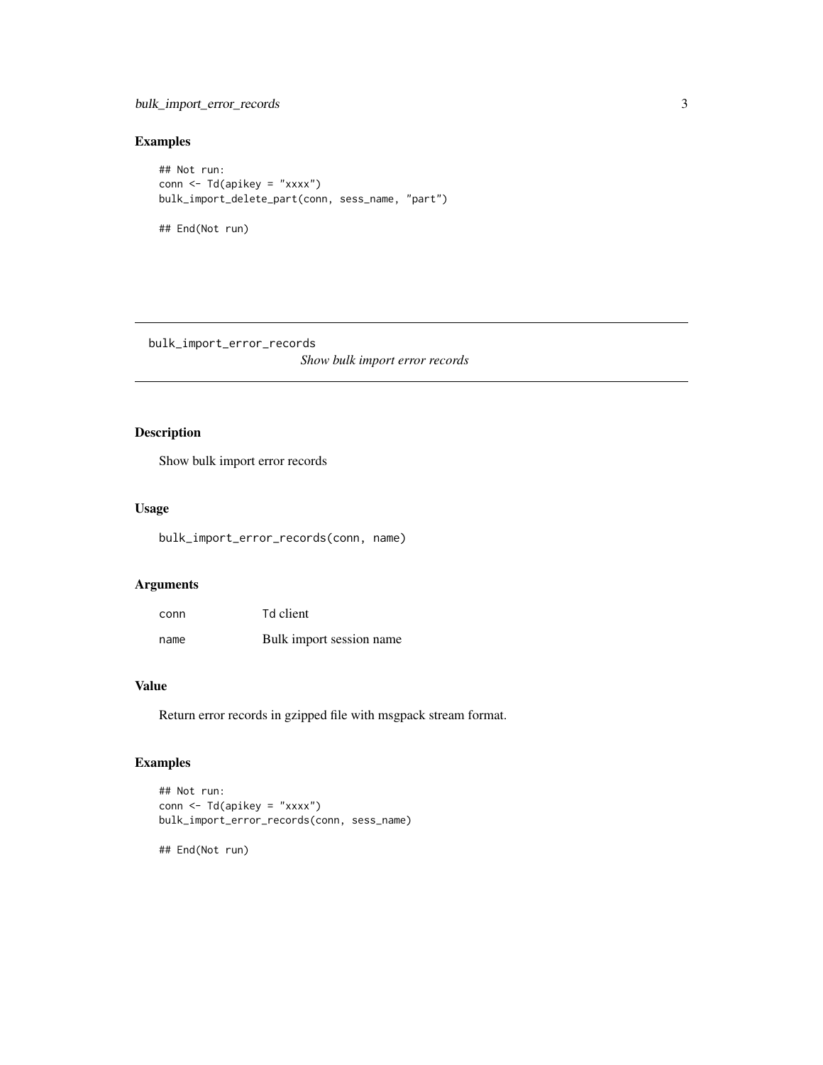### Examples

```
## Not run:
conn <- Td(apikey = "xxxx")
bulk_import_delete_part(conn, sess_name, "part")

## End(Not run)
```

---

## bulk_import_error_records    *Show bulk import error records*

---

### Description

Show bulk import error records

### Usage

```
bulk_import_error_records(conn, name)
```

### Arguments

| | |
|---|---|
| conn | Td client |
| name | Bulk import session name |

### Value

Return error records in gzipped file with msgpack stream format.

### Examples

```
## Not run:
conn <- Td(apikey = "xxxx")
bulk_import_error_records(conn, sess_name)

## End(Not run)
```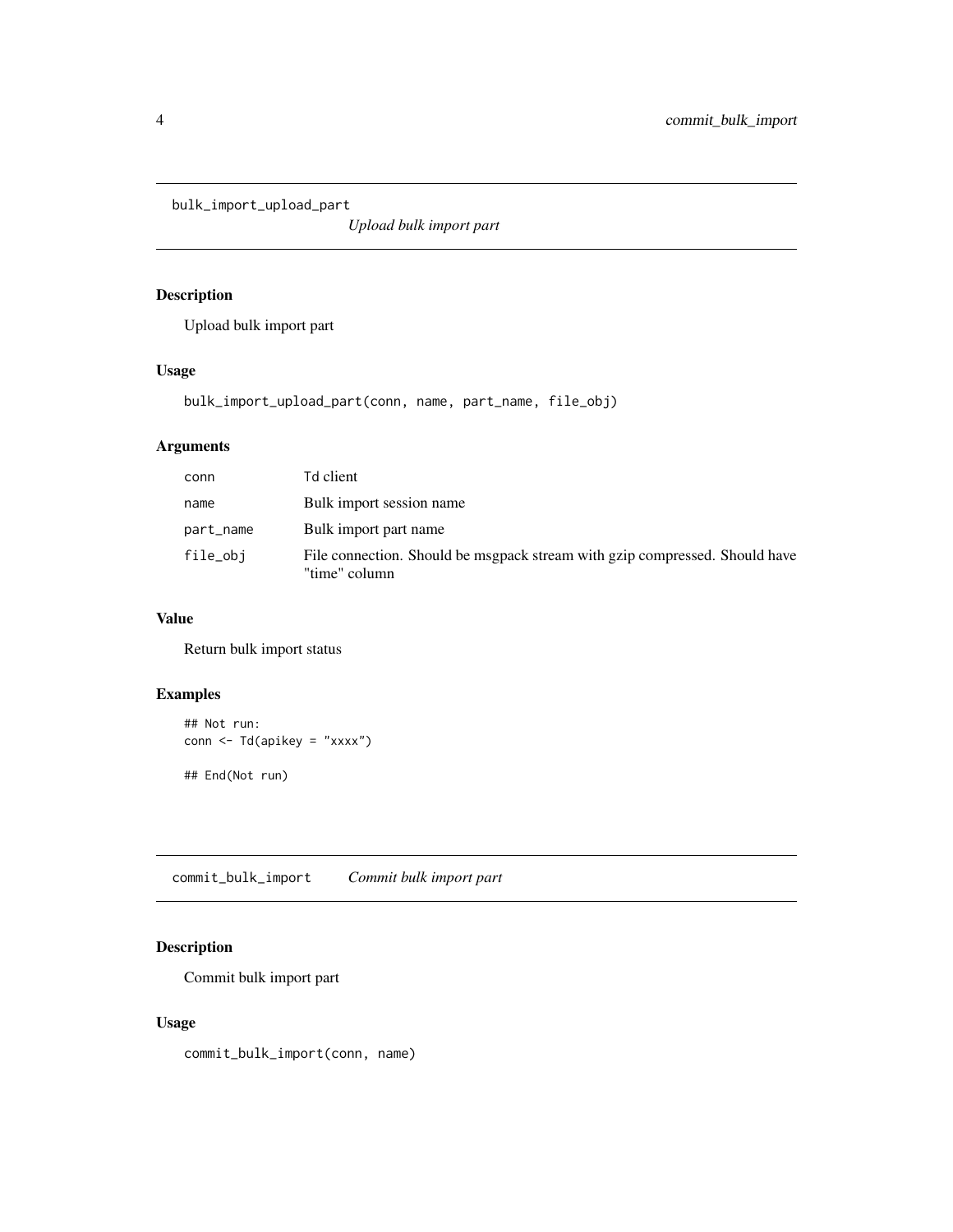## bulk_import_upload_part

*Upload bulk import part*

### Description

Upload bulk import part

### Usage

```
bulk_import_upload_part(conn, name, part_name, file_obj)
```

### Arguments

| | |
|---|---|
| `conn` | Td client |
| `name` | Bulk import session name |
| `part_name` | Bulk import part name |
| `file_obj` | File connection. Should be msgpack stream with gzip compressed. Should have "time" column |

### Value

Return bulk import status

### Examples

```
## Not run:
conn <- Td(apikey = "xxxx")

## End(Not run)
```

## commit_bulk_import

*Commit bulk import part*

### Description

Commit bulk import part

### Usage

```
commit_bulk_import(conn, name)
```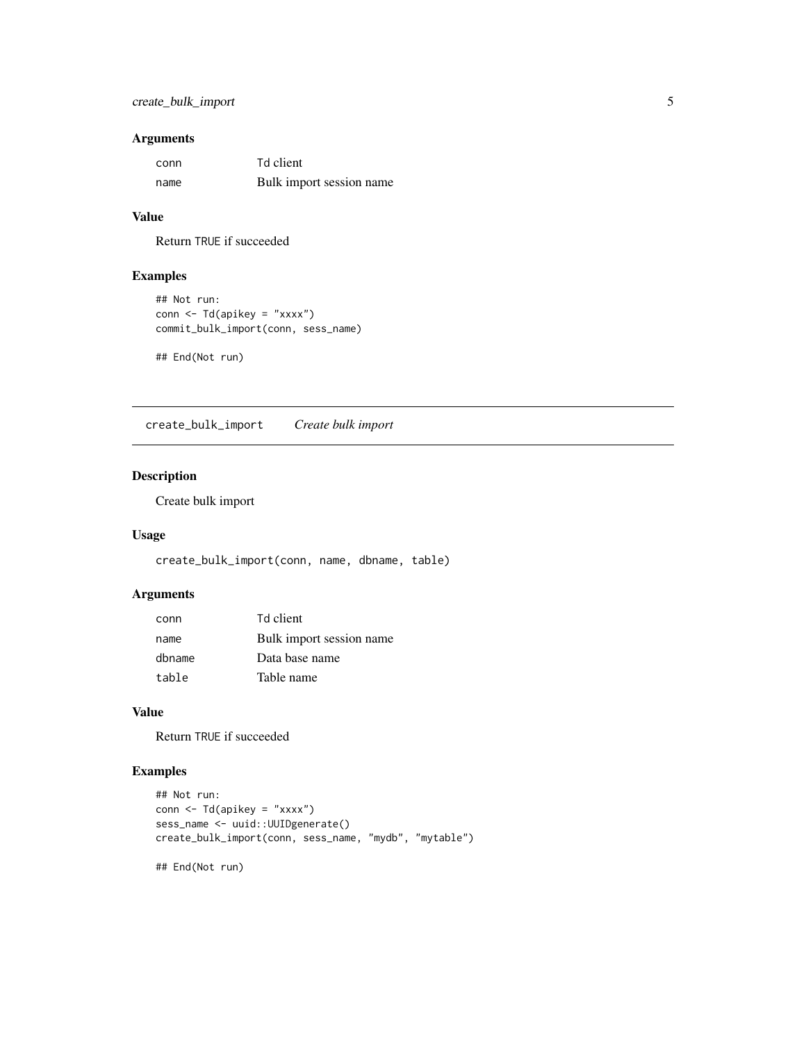### Arguments

| | |
|---|---|
| conn | Td client |
| name | Bulk import session name |

### Value

Return TRUE if succeeded

### Examples

```
## Not run:
conn <- Td(apikey = "xxxx")
commit_bulk_import(conn, sess_name)

## End(Not run)
```

---

## create_bulk_import    *Create bulk import*

---

### Description

Create bulk import

### Usage

```
create_bulk_import(conn, name, dbname, table)
```

### Arguments

| | |
|---|---|
| conn | Td client |
| name | Bulk import session name |
| dbname | Data base name |
| table | Table name |

### Value

Return TRUE if succeeded

### Examples

```
## Not run:
conn <- Td(apikey = "xxxx")
sess_name <- uuid::UUIDgenerate()
create_bulk_import(conn, sess_name, "mydb", "mytable")

## End(Not run)
```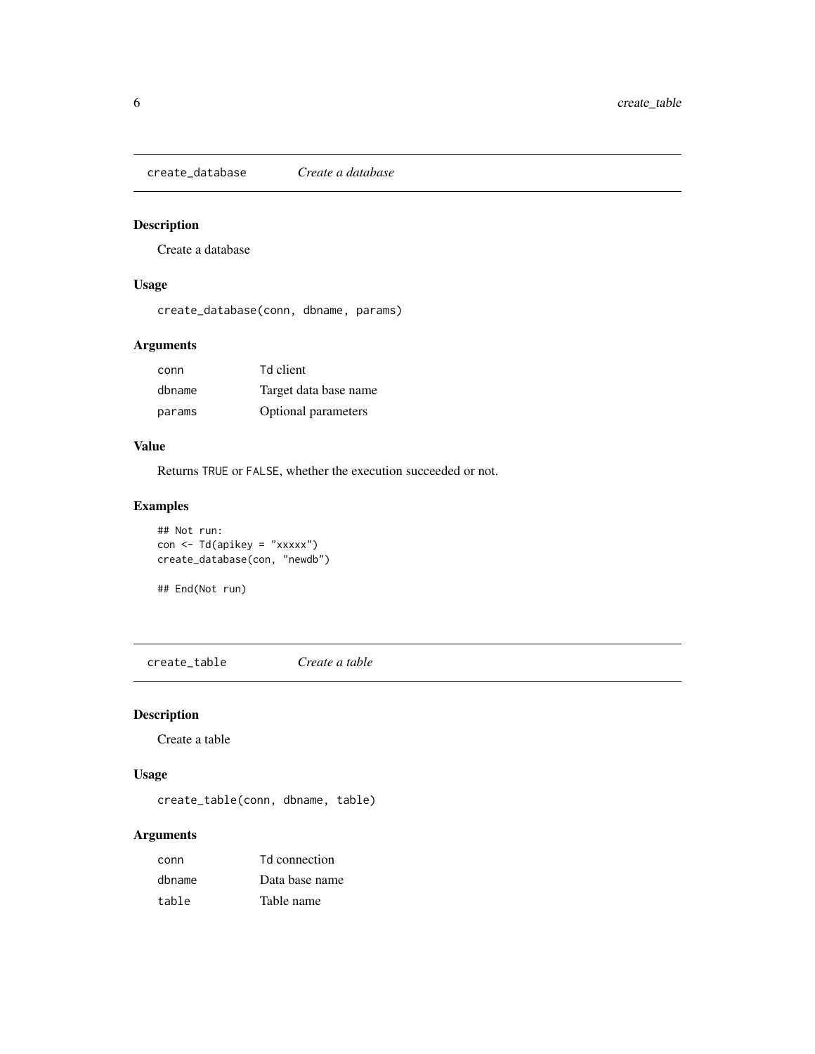## create_database *Create a database*

### Description

Create a database

### Usage

```
create_database(conn, dbname, params)
```

### Arguments

| | |
|---|---|
| conn | Td client |
| dbname | Target data base name |
| params | Optional parameters |

### Value

Returns TRUE or FALSE, whether the execution succeeded or not.

### Examples

```
## Not run:
con <- Td(apikey = "xxxxx")
create_database(con, "newdb")

## End(Not run)
```

## create_table *Create a table*

### Description

Create a table

### Usage

```
create_table(conn, dbname, table)
```

### Arguments

| | |
|---|---|
| conn | Td connection |
| dbname | Data base name |
| table | Table name |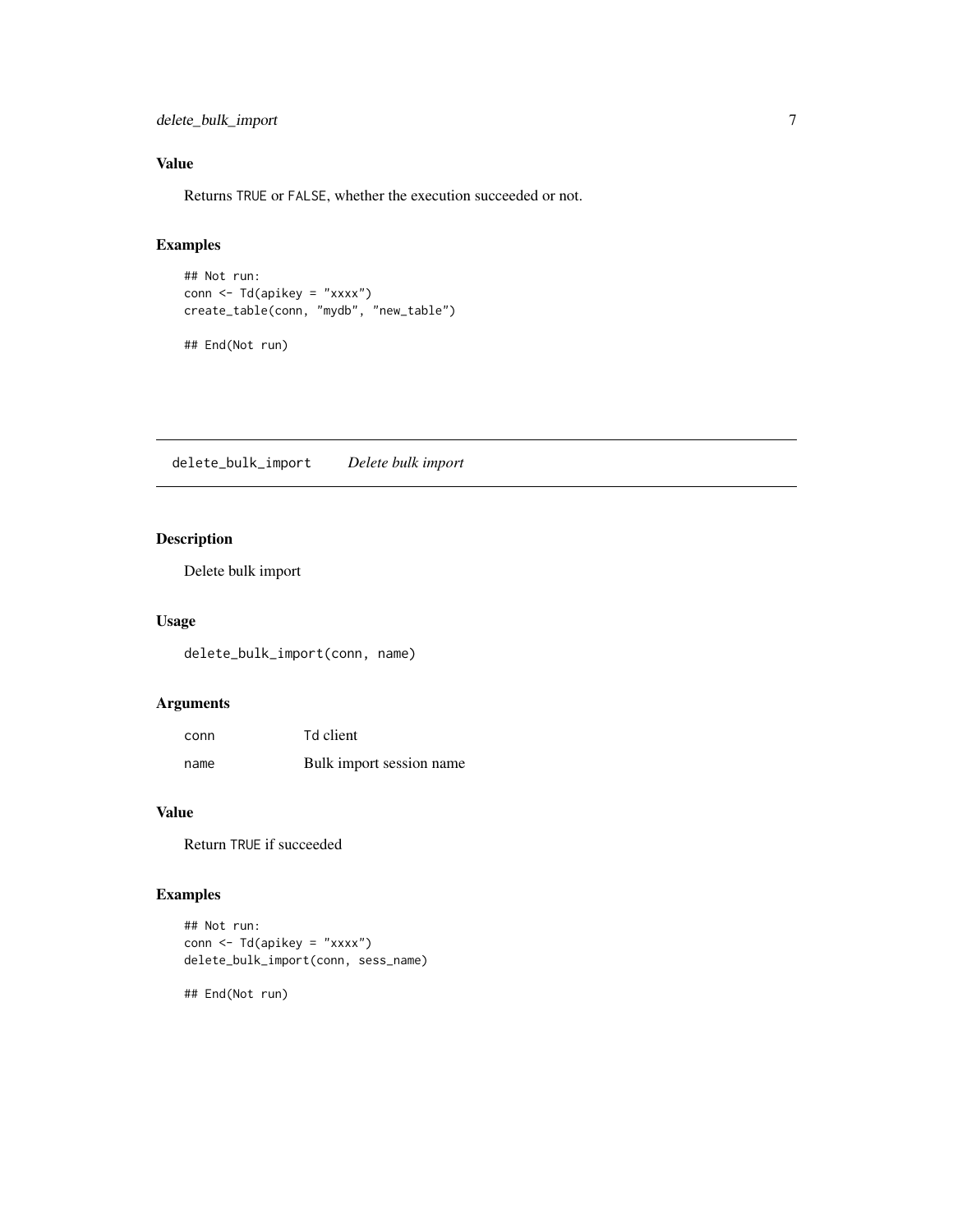### Value

Returns TRUE or FALSE, whether the execution succeeded or not.

### Examples

```
## Not run:
conn <- Td(apikey = "xxxx")
create_table(conn, "mydb", "new_table")

## End(Not run)
```

---

## delete_bulk_import *Delete bulk import*

---

### Description

Delete bulk import

### Usage

```
delete_bulk_import(conn, name)
```

### Arguments

| | |
|---|---|
| conn | Td client |
| name | Bulk import session name |

### Value

Return TRUE if succeeded

### Examples

```
## Not run:
conn <- Td(apikey = "xxxx")
delete_bulk_import(conn, sess_name)

## End(Not run)
```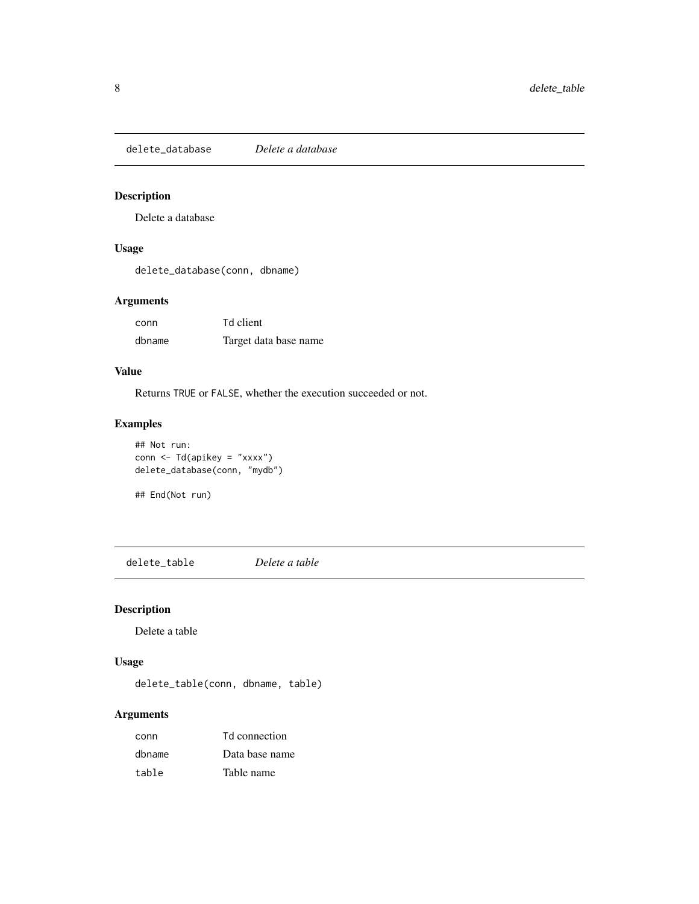## `delete_database` *Delete a database*

### Description

Delete a database

### Usage

```
delete_database(conn, dbname)
```

### Arguments

| | |
|---|---|
| `conn` | Td client |
| `dbname` | Target data base name |

### Value

Returns `TRUE` or `FALSE`, whether the execution succeeded or not.

### Examples

```
## Not run:
conn <- Td(apikey = "xxxx")
delete_database(conn, "mydb")

## End(Not run)
```

## `delete_table` *Delete a table*

### Description

Delete a table

### Usage

```
delete_table(conn, dbname, table)
```

### Arguments

| | |
|---|---|
| `conn` | Td connection |
| `dbname` | Data base name |
| `table` | Table name |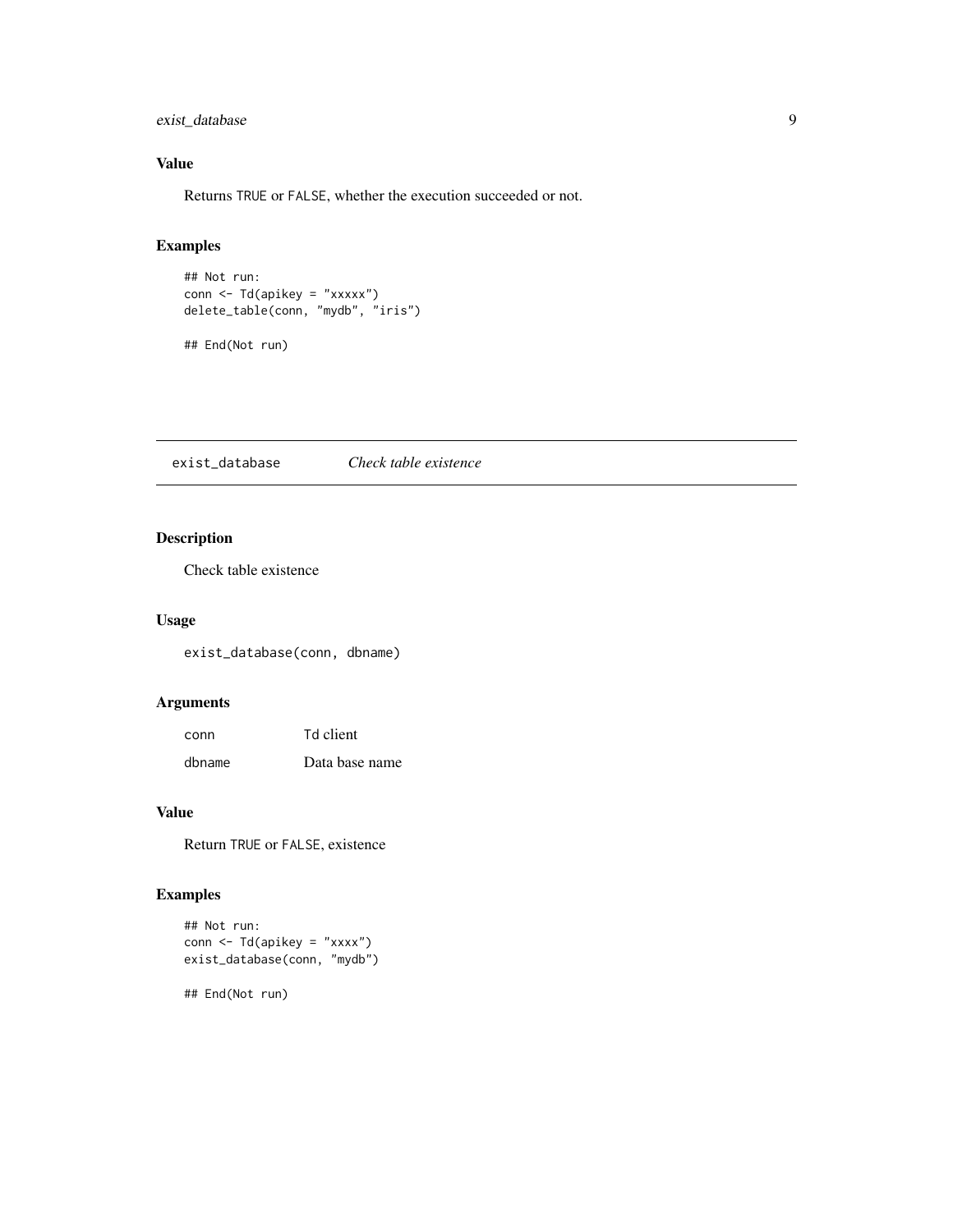## Value

Returns TRUE or FALSE, whether the execution succeeded or not.

## Examples

```
## Not run:
conn <- Td(apikey = "xxxxx")
delete_table(conn, "mydb", "iris")

## End(Not run)
```

---

# exist_database    *Check table existence*

---

## Description

Check table existence

## Usage

```
exist_database(conn, dbname)
```

## Arguments

| | |
|---|---|
| conn | Td client |
| dbname | Data base name |

## Value

Return TRUE or FALSE, existence

## Examples

```
## Not run:
conn <- Td(apikey = "xxxx")
exist_database(conn, "mydb")

## End(Not run)
```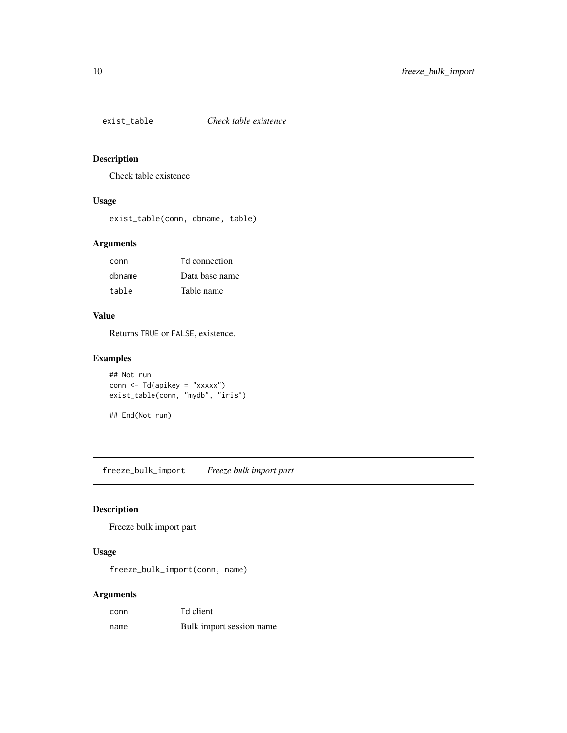## exist_table *Check table existence*

### Description

Check table existence

### Usage

```
exist_table(conn, dbname, table)
```

### Arguments

| | |
|---|---|
| conn | Td connection |
| dbname | Data base name |
| table | Table name |

### Value

Returns TRUE or FALSE, existence.

### Examples

```
## Not run:
conn <- Td(apikey = "xxxxx")
exist_table(conn, "mydb", "iris")

## End(Not run)
```

## freeze_bulk_import *Freeze bulk import part*

### Description

Freeze bulk import part

### Usage

```
freeze_bulk_import(conn, name)
```

### Arguments

| | |
|---|---|
| conn | Td client |
| name | Bulk import session name |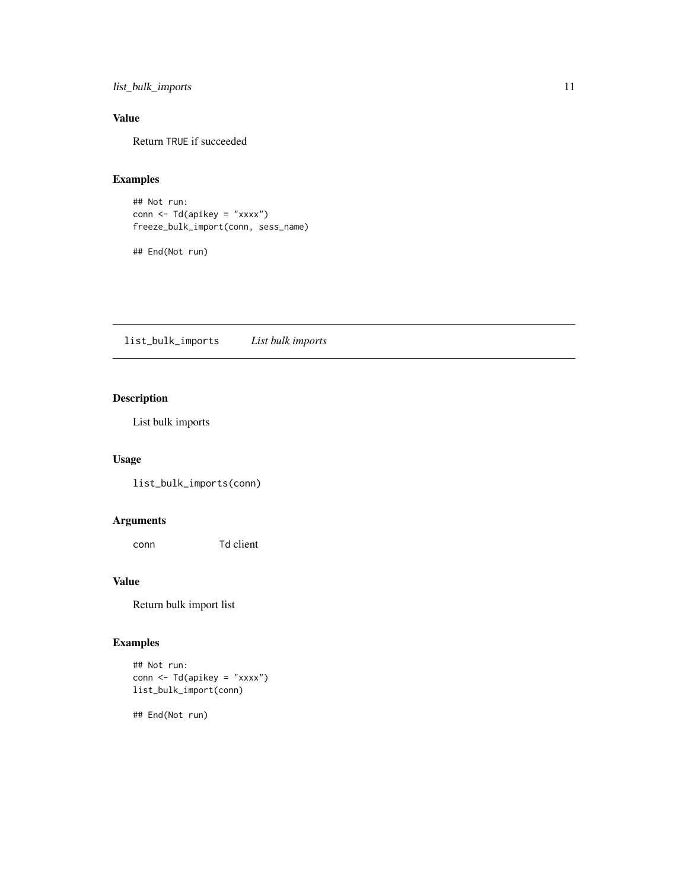## Value

Return TRUE if succeeded

## Examples

```
## Not run:
conn <- Td(apikey = "xxxx")
freeze_bulk_import(conn, sess_name)

## End(Not run)
```

---

# list_bulk_imports *List bulk imports*

## Description

List bulk imports

## Usage

```
list_bulk_imports(conn)
```

## Arguments

| | |
|---|---|
| conn | Td client |

## Value

Return bulk import list

## Examples

```
## Not run:
conn <- Td(apikey = "xxxx")
list_bulk_import(conn)

## End(Not run)
```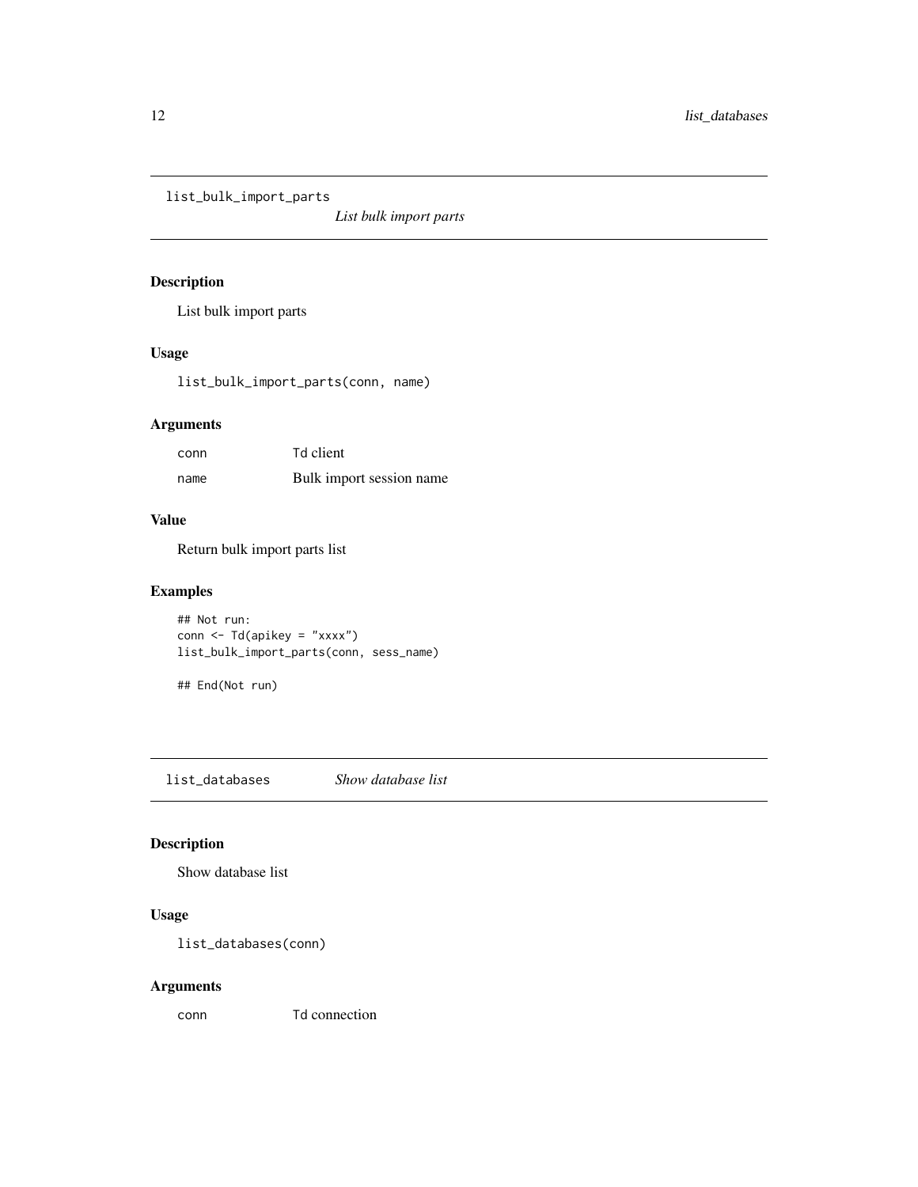## list_bulk_import_parts — *List bulk import parts*

### Description

List bulk import parts

### Usage

```
list_bulk_import_parts(conn, name)
```

### Arguments

| | |
|---|---|
| conn | Td client |
| name | Bulk import session name |

### Value

Return bulk import parts list

### Examples

```
## Not run:
conn <- Td(apikey = "xxxx")
list_bulk_import_parts(conn, sess_name)

## End(Not run)
```

## list_databases — *Show database list*

### Description

Show database list

### Usage

```
list_databases(conn)
```

### Arguments

| | |
|---|---|
| conn | Td connection |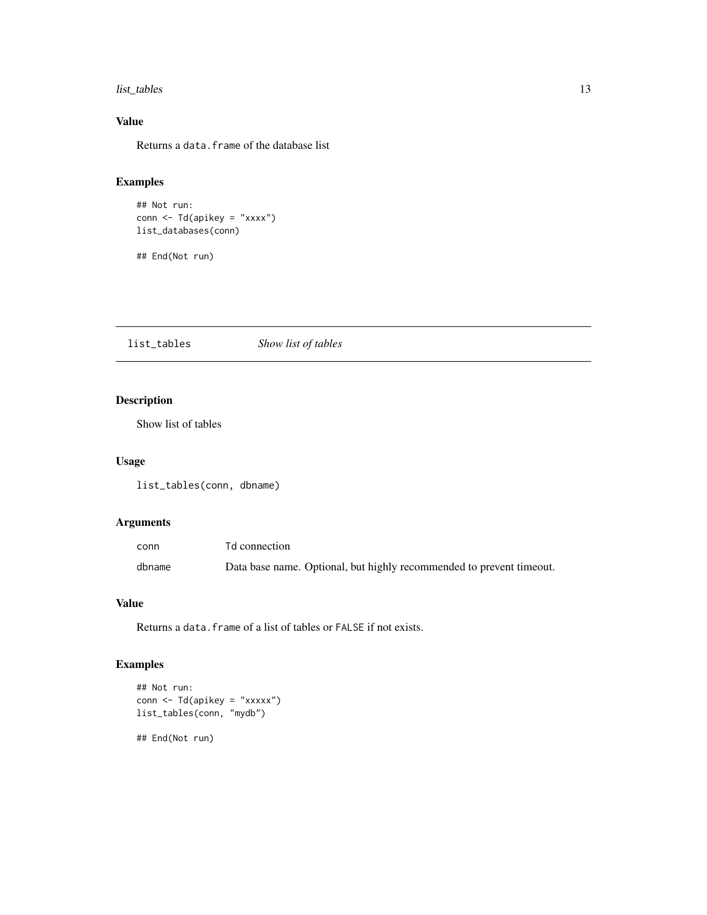## Value

Returns a `data.frame` of the database list

## Examples

```
## Not run:
conn <- Td(apikey = "xxxx")
list_databases(conn)

## End(Not run)
```

---

# list_tables *Show list of tables*

## Description

Show list of tables

## Usage

```
list_tables(conn, dbname)
```

## Arguments

| | |
|---|---|
| `conn` | Td connection |
| `dbname` | Data base name. Optional, but highly recommended to prevent timeout. |

## Value

Returns a `data.frame` of a list of tables or `FALSE` if not exists.

## Examples

```
## Not run:
conn <- Td(apikey = "xxxxx")
list_tables(conn, "mydb")

## End(Not run)
```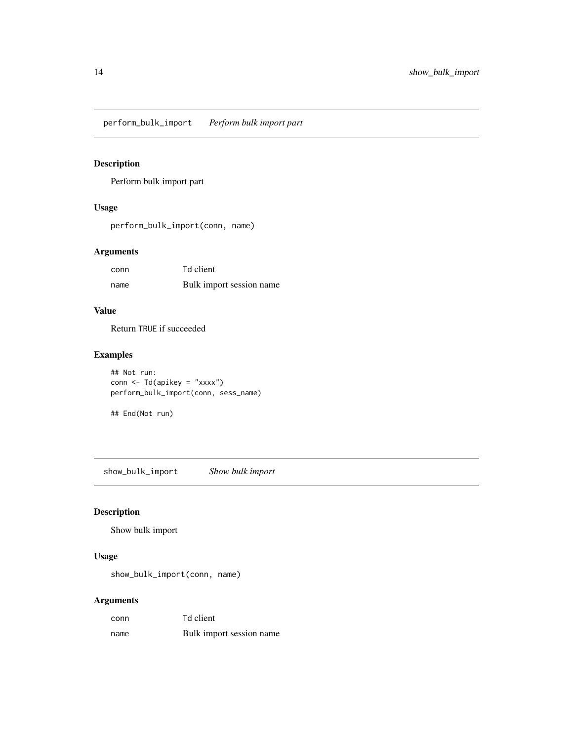## perform_bulk_import *Perform bulk import part*

### Description

Perform bulk import part

### Usage

```
perform_bulk_import(conn, name)
```

### Arguments

| | |
|---|---|
| conn | Td client |
| name | Bulk import session name |

### Value

Return TRUE if succeeded

### Examples

```
## Not run:
conn <- Td(apikey = "xxxx")
perform_bulk_import(conn, sess_name)

## End(Not run)
```

## show_bulk_import *Show bulk import*

### Description

Show bulk import

### Usage

```
show_bulk_import(conn, name)
```

### Arguments

| | |
|---|---|
| conn | Td client |
| name | Bulk import session name |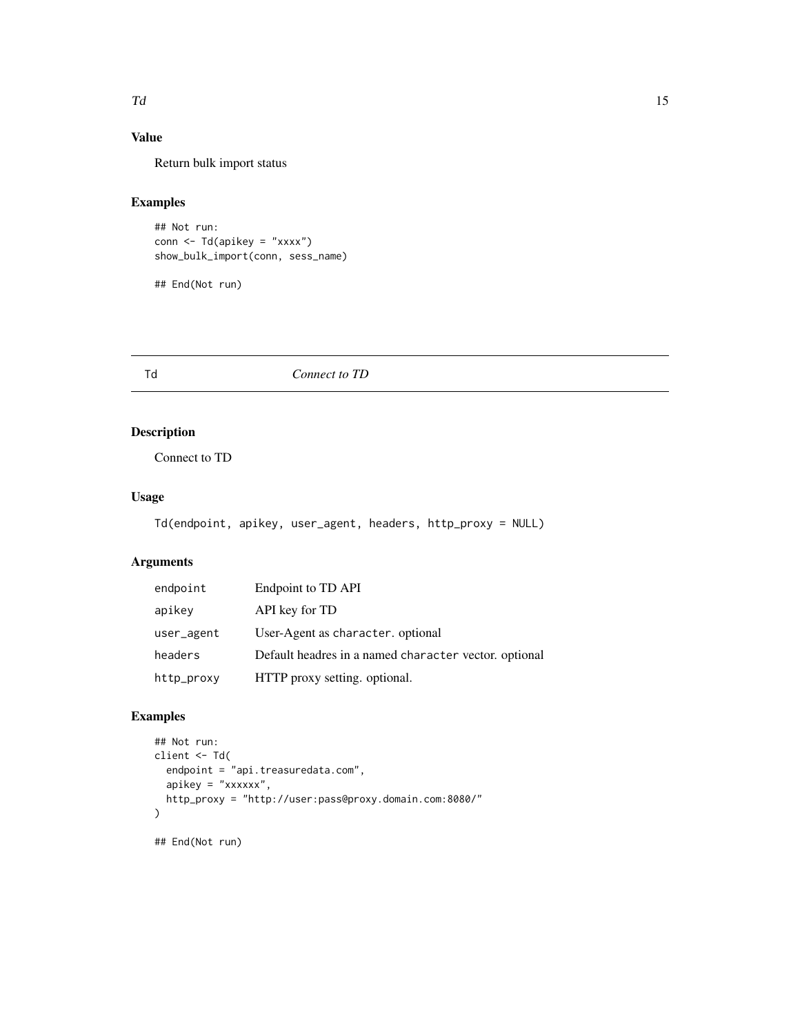### Value

Return bulk import status

### Examples

```
## Not run:
conn <- Td(apikey = "xxxx")
show_bulk_import(conn, sess_name)

## End(Not run)
```

---

## Td — *Connect to TD*

---

### Description

Connect to TD

### Usage

```
Td(endpoint, apikey, user_agent, headers, http_proxy = NULL)
```

### Arguments

| | |
|---|---|
| endpoint | Endpoint to TD API |
| apikey | API key for TD |
| user_agent | User-Agent as `character`. optional |
| headers | Default headres in a named `character` vector. optional |
| http_proxy | HTTP proxy setting. optional. |

### Examples

```
## Not run:
client <- Td(
  endpoint = "api.treasuredata.com",
  apikey = "xxxxxx",
  http_proxy = "http://user:pass@proxy.domain.com:8080/"
)

## End(Not run)
```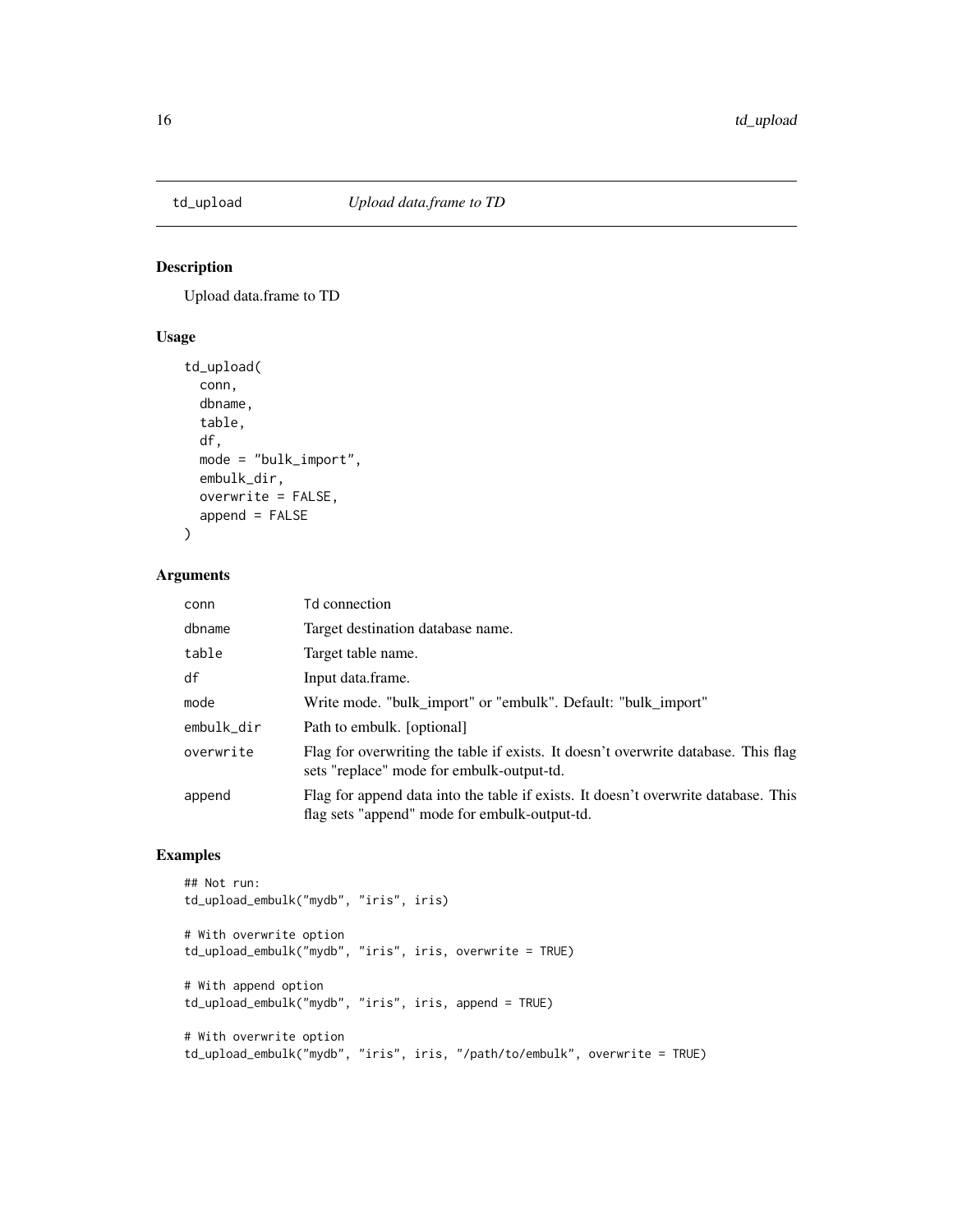## td_upload — *Upload data.frame to TD*

### Description

Upload data.frame to TD

### Usage

```
td_upload(
  conn,
  dbname,
  table,
  df,
  mode = "bulk_import",
  embulk_dir,
  overwrite = FALSE,
  append = FALSE
)
```

### Arguments

| | |
|---|---|
| conn | Td connection |
| dbname | Target destination database name. |
| table | Target table name. |
| df | Input data.frame. |
| mode | Write mode. "bulk_import" or "embulk". Default: "bulk_import" |
| embulk_dir | Path to embulk. [optional] |
| overwrite | Flag for overwriting the table if exists. It doesn't overwrite database. This flag sets "replace" mode for embulk-output-td. |
| append | Flag for append data into the table if exists. It doesn't overwrite database. This flag sets "append" mode for embulk-output-td. |

### Examples

```
## Not run:
td_upload_embulk("mydb", "iris", iris)

# With overwrite option
td_upload_embulk("mydb", "iris", iris, overwrite = TRUE)

# With append option
td_upload_embulk("mydb", "iris", iris, append = TRUE)

# With overwrite option
td_upload_embulk("mydb", "iris", iris, "/path/to/embulk", overwrite = TRUE)
```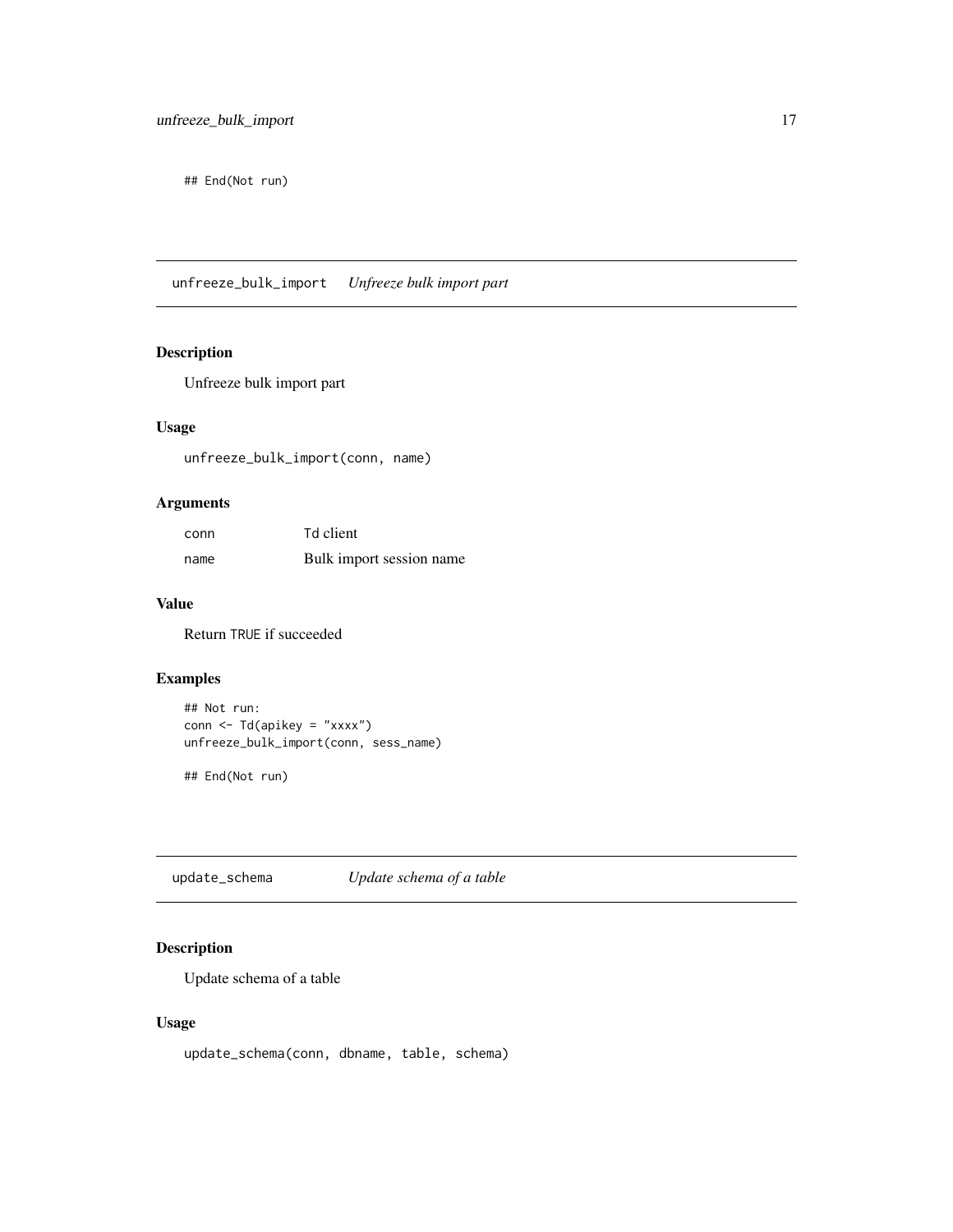```
## End(Not run)
```

## unfreeze_bulk_import    *Unfreeze bulk import part*

### Description

Unfreeze bulk import part

### Usage

```
unfreeze_bulk_import(conn, name)
```

### Arguments

| | |
|---|---|
| conn | Td client |
| name | Bulk import session name |

### Value

Return TRUE if succeeded

### Examples

```
## Not run:
conn <- Td(apikey = "xxxx")
unfreeze_bulk_import(conn, sess_name)

## End(Not run)
```

## update_schema    *Update schema of a table*

### Description

Update schema of a table

### Usage

```
update_schema(conn, dbname, table, schema)
```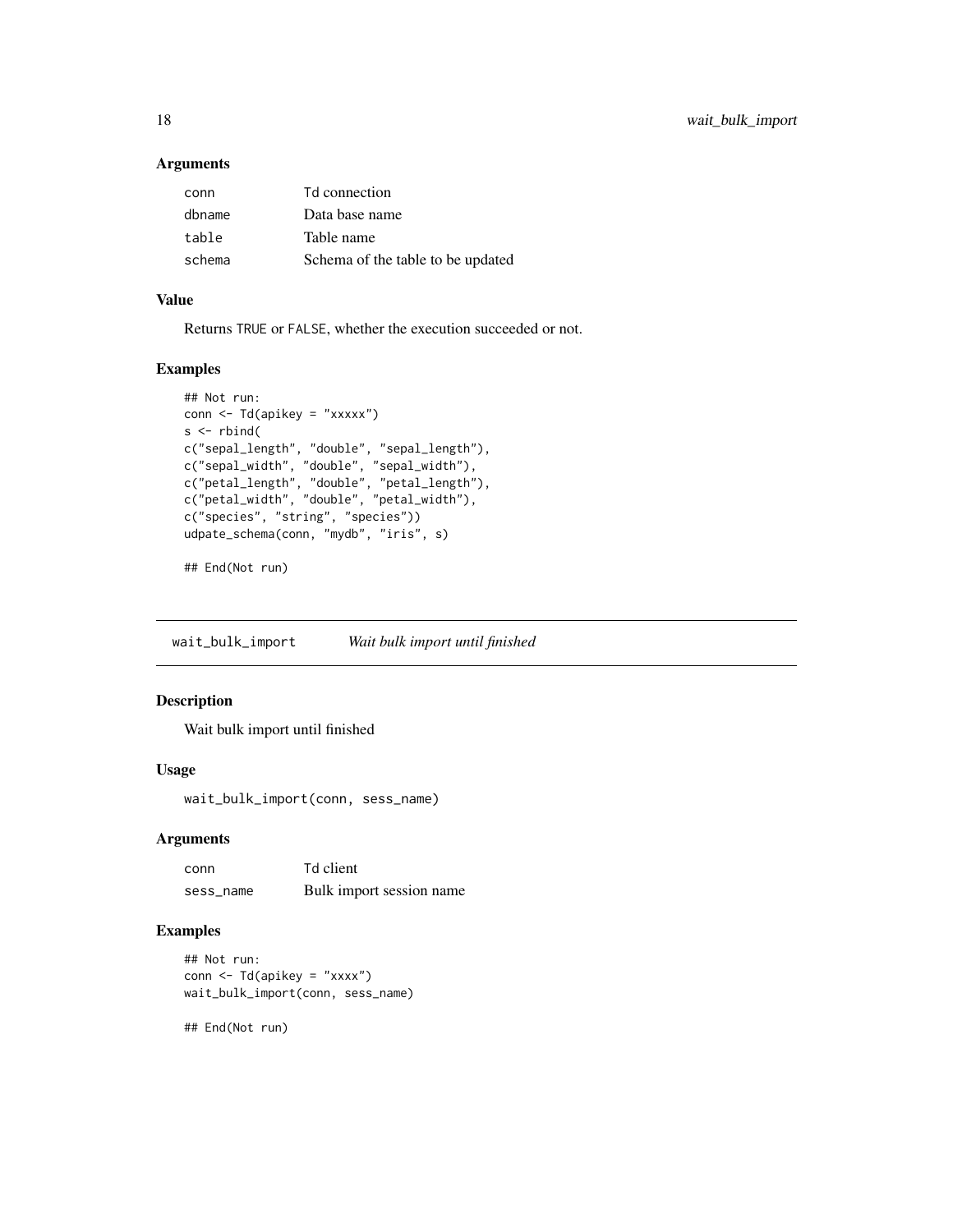### Arguments

| | |
|---|---|
| conn | Td connection |
| dbname | Data base name |
| table | Table name |
| schema | Schema of the table to be updated |

### Value

Returns TRUE or FALSE, whether the execution succeeded or not.

### Examples

```
## Not run:
conn <- Td(apikey = "xxxxx")
s <- rbind(
c("sepal_length", "double", "sepal_length"),
c("sepal_width", "double", "sepal_width"),
c("petal_length", "double", "petal_length"),
c("petal_width", "double", "petal_width"),
c("species", "string", "species"))
udpate_schema(conn, "mydb", "iris", s)

## End(Not run)
```

---

## wait_bulk_import *Wait bulk import until finished*

---

### Description

Wait bulk import until finished

### Usage

```
wait_bulk_import(conn, sess_name)
```

### Arguments

| | |
|---|---|
| conn | Td client |
| sess_name | Bulk import session name |

### Examples

```
## Not run:
conn <- Td(apikey = "xxxx")
wait_bulk_import(conn, sess_name)

## End(Not run)
```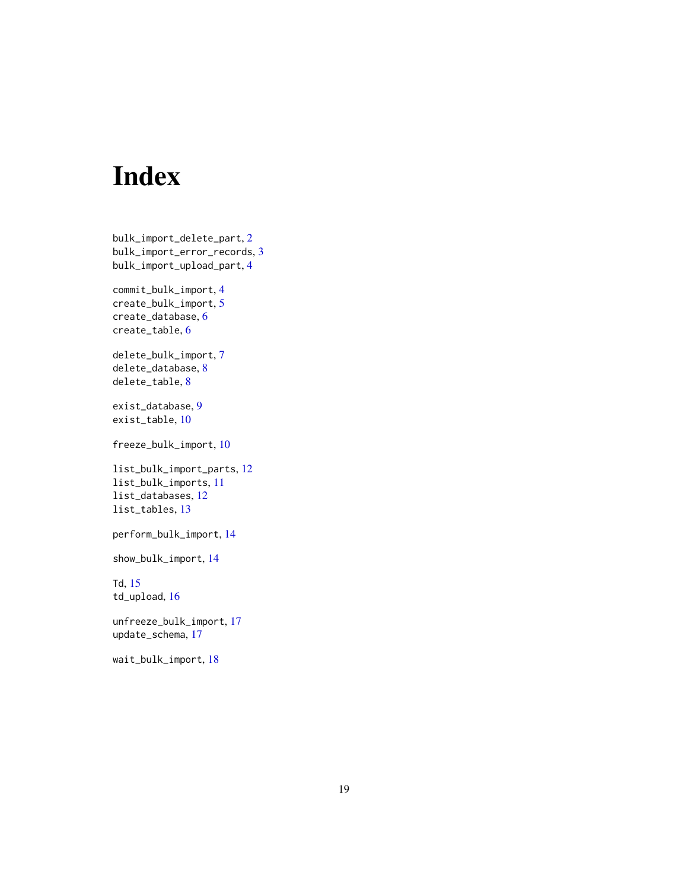# Index

bulk_import_delete_part, 2
bulk_import_error_records, 3
bulk_import_upload_part, 4

commit_bulk_import, 4
create_bulk_import, 5
create_database, 6
create_table, 6

delete_bulk_import, 7
delete_database, 8
delete_table, 8

exist_database, 9
exist_table, 10

freeze_bulk_import, 10

list_bulk_import_parts, 12
list_bulk_imports, 11
list_databases, 12
list_tables, 13

perform_bulk_import, 14

show_bulk_import, 14

Td, 15
td_upload, 16

unfreeze_bulk_import, 17
update_schema, 17

wait_bulk_import, 18